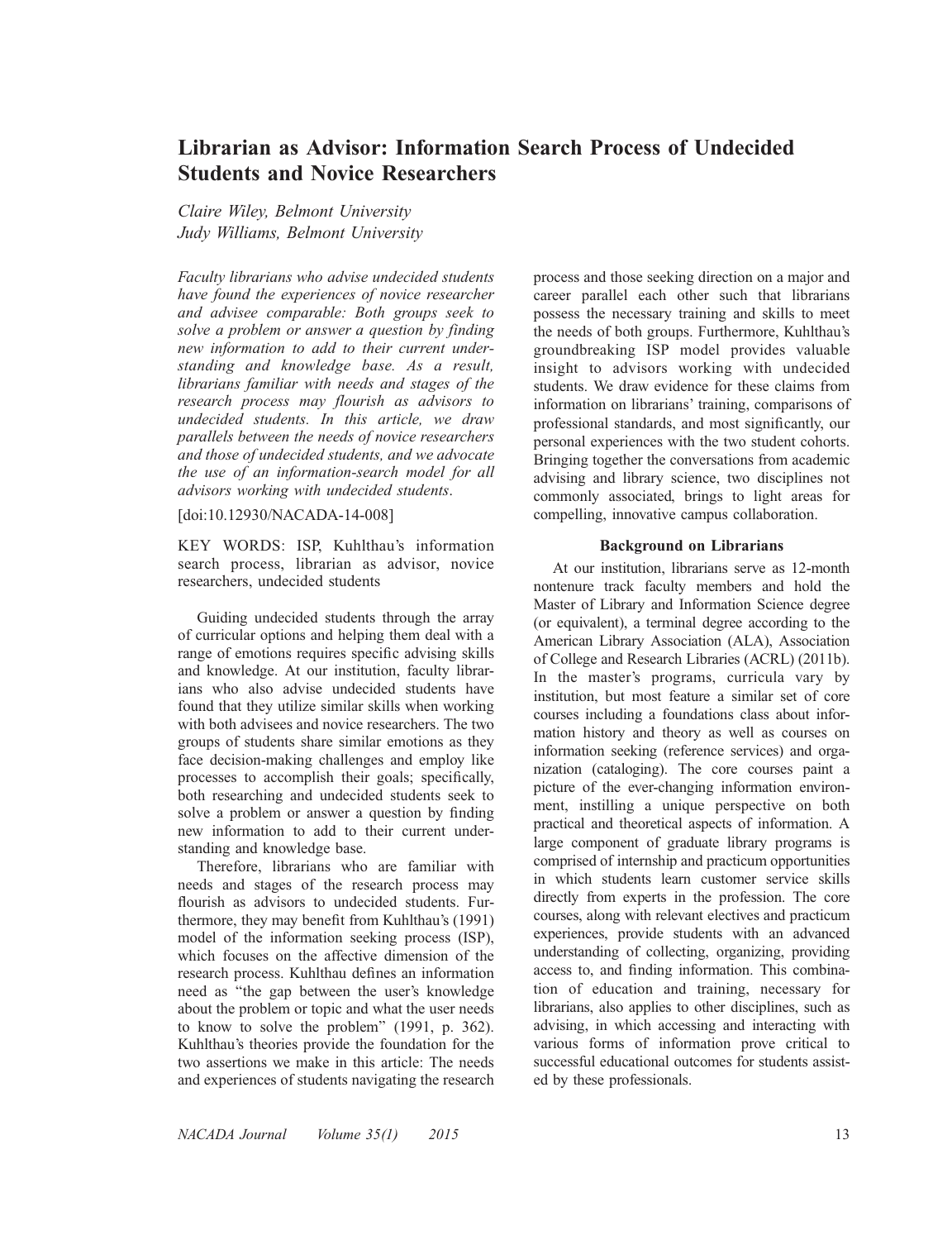# Librarian as Advisor: Information Search Process of Undecided Students and Novice Researchers

*Claire Wiley, Belmont University*
*Judy Williams, Belmont University*

*Faculty librarians who advise undecided students have found the experiences of novice researcher and advisee comparable: Both groups seek to solve a problem or answer a question by finding new information to add to their current understanding and knowledge base. As a result, librarians familiar with needs and stages of the research process may flourish as advisors to undecided students. In this article, we draw parallels between the needs of novice researchers and those of undecided students, and we advocate the use of an information-search model for all advisors working with undecided students.*

[doi:10.12930/NACADA-14-008]

KEY WORDS: ISP, Kuhlthau's information search process, librarian as advisor, novice researchers, undecided students

Guiding undecided students through the array of curricular options and helping them deal with a range of emotions requires specific advising skills and knowledge. At our institution, faculty librarians who also advise undecided students have found that they utilize similar skills when working with both advisees and novice researchers. The two groups of students share similar emotions as they face decision-making challenges and employ like processes to accomplish their goals; specifically, both researching and undecided students seek to solve a problem or answer a question by finding new information to add to their current understanding and knowledge base.

Therefore, librarians who are familiar with needs and stages of the research process may flourish as advisors to undecided students. Furthermore, they may benefit from Kuhlthau's (1991) model of the information seeking process (ISP), which focuses on the affective dimension of the research process. Kuhlthau defines an information need as "the gap between the user's knowledge about the problem or topic and what the user needs to know to solve the problem" (1991, p. 362). Kuhlthau's theories provide the foundation for the two assertions we make in this article: The needs and experiences of students navigating the research process and those seeking direction on a major and career parallel each other such that librarians possess the necessary training and skills to meet the needs of both groups. Furthermore, Kuhlthau's groundbreaking ISP model provides valuable insight to advisors working with undecided students. We draw evidence for these claims from information on librarians' training, comparisons of professional standards, and most significantly, our personal experiences with the two student cohorts. Bringing together the conversations from academic advising and library science, two disciplines not commonly associated, brings to light areas for compelling, innovative campus collaboration.

## Background on Librarians

At our institution, librarians serve as 12-month nontenure track faculty members and hold the Master of Library and Information Science degree (or equivalent), a terminal degree according to the American Library Association (ALA), Association of College and Research Libraries (ACRL) (2011b). In the master's programs, curricula vary by institution, but most feature a similar set of core courses including a foundations class about information history and theory as well as courses on information seeking (reference services) and organization (cataloging). The core courses paint a picture of the ever-changing information environment, instilling a unique perspective on both practical and theoretical aspects of information. A large component of graduate library programs is comprised of internship and practicum opportunities in which students learn customer service skills directly from experts in the profession. The core courses, along with relevant electives and practicum experiences, provide students with an advanced understanding of collecting, organizing, providing access to, and finding information. This combination of education and training, necessary for librarians, also applies to other disciplines, such as advising, in which accessing and interacting with various forms of information prove critical to successful educational outcomes for students assisted by these professionals.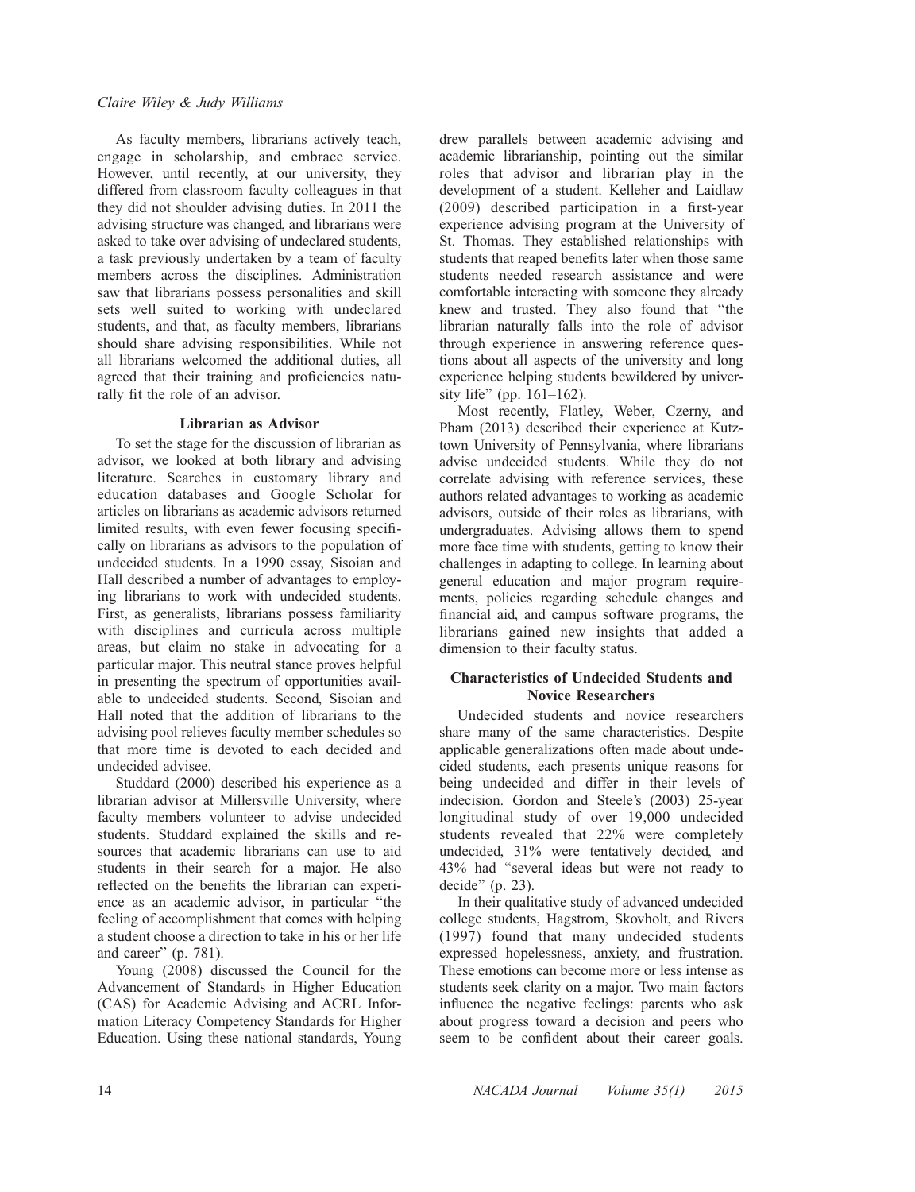As faculty members, librarians actively teach, engage in scholarship, and embrace service. However, until recently, at our university, they differed from classroom faculty colleagues in that they did not shoulder advising duties. In 2011 the advising structure was changed, and librarians were asked to take over advising of undeclared students, a task previously undertaken by a team of faculty members across the disciplines. Administration saw that librarians possess personalities and skill sets well suited to working with undeclared students, and that, as faculty members, librarians should share advising responsibilities. While not all librarians welcomed the additional duties, all agreed that their training and proficiencies naturally fit the role of an advisor.

### Librarian as Advisor

To set the stage for the discussion of librarian as advisor, we looked at both library and advising literature. Searches in customary library and education databases and Google Scholar for articles on librarians as academic advisors returned limited results, with even fewer focusing specifically on librarians as advisors to the population of undecided students. In a 1990 essay, Sisoian and Hall described a number of advantages to employing librarians to work with undecided students. First, as generalists, librarians possess familiarity with disciplines and curricula across multiple areas, but claim no stake in advocating for a particular major. This neutral stance proves helpful in presenting the spectrum of opportunities available to undecided students. Second, Sisoian and Hall noted that the addition of librarians to the advising pool relieves faculty member schedules so that more time is devoted to each decided and undecided advisee.

Studdard (2000) described his experience as a librarian advisor at Millersville University, where faculty members volunteer to advise undecided students. Studdard explained the skills and resources that academic librarians can use to aid students in their search for a major. He also reflected on the benefits the librarian can experience as an academic advisor, in particular "the feeling of accomplishment that comes with helping a student choose a direction to take in his or her life and career" (p. 781).

Young (2008) discussed the Council for the Advancement of Standards in Higher Education (CAS) for Academic Advising and ACRL Information Literacy Competency Standards for Higher Education. Using these national standards, Young drew parallels between academic advising and academic librarianship, pointing out the similar roles that advisor and librarian play in the development of a student. Kelleher and Laidlaw (2009) described participation in a first-year experience advising program at the University of St. Thomas. They established relationships with students that reaped benefits later when those same students needed research assistance and were comfortable interacting with someone they already knew and trusted. They also found that "the librarian naturally falls into the role of advisor through experience in answering reference questions about all aspects of the university and long experience helping students bewildered by university life" (pp. 161–162).

Most recently, Flatley, Weber, Czerny, and Pham (2013) described their experience at Kutztown University of Pennsylvania, where librarians advise undecided students. While they do not correlate advising with reference services, these authors related advantages to working as academic advisors, outside of their roles as librarians, with undergraduates. Advising allows them to spend more face time with students, getting to know their challenges in adapting to college. In learning about general education and major program requirements, policies regarding schedule changes and financial aid, and campus software programs, the librarians gained new insights that added a dimension to their faculty status.

### Characteristics of Undecided Students and Novice Researchers

Undecided students and novice researchers share many of the same characteristics. Despite applicable generalizations often made about undecided students, each presents unique reasons for being undecided and differ in their levels of indecision. Gordon and Steele's (2003) 25-year longitudinal study of over 19,000 undecided students revealed that 22% were completely undecided, 31% were tentatively decided, and 43% had "several ideas but were not ready to decide" (p. 23).

In their qualitative study of advanced undecided college students, Hagstrom, Skovholt, and Rivers (1997) found that many undecided students expressed hopelessness, anxiety, and frustration. These emotions can become more or less intense as students seek clarity on a major. Two main factors influence the negative feelings: parents who ask about progress toward a decision and peers who seem to be confident about their career goals.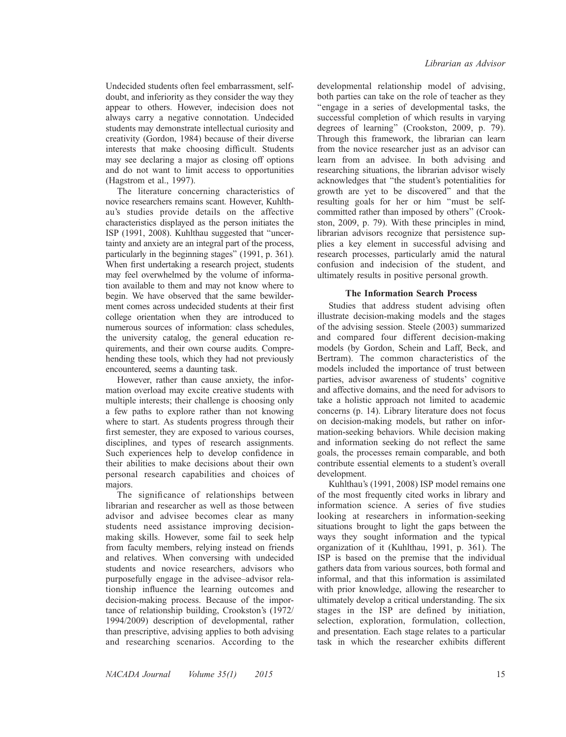Undecided students often feel embarrassment, self-doubt, and inferiority as they consider the way they appear to others. However, indecision does not always carry a negative connotation. Undecided students may demonstrate intellectual curiosity and creativity (Gordon, 1984) because of their diverse interests that make choosing difficult. Students may see declaring a major as closing off options and do not want to limit access to opportunities (Hagstrom et al., 1997).

The literature concerning characteristics of novice researchers remains scant. However, Kuhlthau's studies provide details on the affective characteristics displayed as the person initiates the ISP (1991, 2008). Kuhlthau suggested that "uncertainty and anxiety are an integral part of the process, particularly in the beginning stages" (1991, p. 361). When first undertaking a research project, students may feel overwhelmed by the volume of information available to them and may not know where to begin. We have observed that the same bewilderment comes across undecided students at their first college orientation when they are introduced to numerous sources of information: class schedules, the university catalog, the general education requirements, and their own course audits. Comprehending these tools, which they had not previously encountered, seems a daunting task.

However, rather than cause anxiety, the information overload may excite creative students with multiple interests; their challenge is choosing only a few paths to explore rather than not knowing where to start. As students progress through their first semester, they are exposed to various courses, disciplines, and types of research assignments. Such experiences help to develop confidence in their abilities to make decisions about their own personal research capabilities and choices of majors.

The significance of relationships between librarian and researcher as well as those between advisor and advisee becomes clear as many students need assistance improving decision-making skills. However, some fail to seek help from faculty members, relying instead on friends and relatives. When conversing with undecided students and novice researchers, advisors who purposefully engage in the advisee–advisor relationship influence the learning outcomes and decision-making process. Because of the importance of relationship building, Crookston's (1972/1994/2009) description of developmental, rather than prescriptive, advising applies to both advising and researching scenarios. According to the developmental relationship model of advising, both parties can take on the role of teacher as they "engage in a series of developmental tasks, the successful completion of which results in varying degrees of learning" (Crookston, 2009, p. 79). Through this framework, the librarian can learn from the novice researcher just as an advisor can learn from an advisee. In both advising and researching situations, the librarian advisor wisely acknowledges that "the student's potentialities for growth are yet to be discovered" and that the resulting goals for her or him "must be self-committed rather than imposed by others" (Crookston, 2009, p. 79). With these principles in mind, librarian advisors recognize that persistence supplies a key element in successful advising and research processes, particularly amid the natural confusion and indecision of the student, and ultimately results in positive personal growth.

### The Information Search Process

Studies that address student advising often illustrate decision-making models and the stages of the advising session. Steele (2003) summarized and compared four different decision-making models (by Gordon, Schein and Laff, Beck, and Bertram). The common characteristics of the models included the importance of trust between parties, advisor awareness of students' cognitive and affective domains, and the need for advisors to take a holistic approach not limited to academic concerns (p. 14). Library literature does not focus on decision-making models, but rather on information-seeking behaviors. While decision making and information seeking do not reflect the same goals, the processes remain comparable, and both contribute essential elements to a student's overall development.

Kuhlthau's (1991, 2008) ISP model remains one of the most frequently cited works in library and information science. A series of five studies looking at researchers in information-seeking situations brought to light the gaps between the ways they sought information and the typical organization of it (Kuhlthau, 1991, p. 361). The ISP is based on the premise that the individual gathers data from various sources, both formal and informal, and that this information is assimilated with prior knowledge, allowing the researcher to ultimately develop a critical understanding. The six stages in the ISP are defined by initiation, selection, exploration, formulation, collection, and presentation. Each stage relates to a particular task in which the researcher exhibits different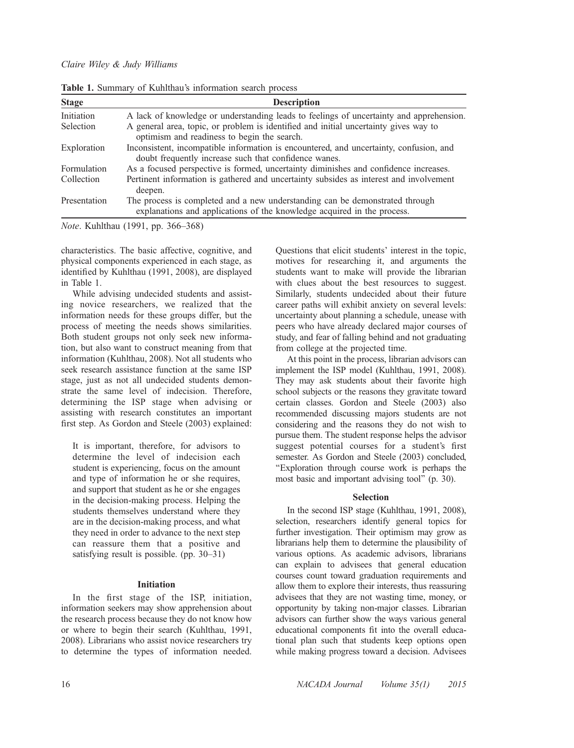**Table 1.** Summary of Kuhlthau's information search process

| Stage | Description |
|---|---|
| Initiation | A lack of knowledge or understanding leads to feelings of uncertainty and apprehension. |
| Selection | A general area, topic, or problem is identified and initial uncertainty gives way to optimism and readiness to begin the search. |
| Exploration | Inconsistent, incompatible information is encountered, and uncertainty, confusion, and doubt frequently increase such that confidence wanes. |
| Formulation | As a focused perspective is formed, uncertainty diminishes and confidence increases. |
| Collection | Pertinent information is gathered and uncertainty subsides as interest and involvement deepen. |
| Presentation | The process is completed and a new understanding can be demonstrated through explanations and applications of the knowledge acquired in the process. |

*Note*. Kuhlthau (1991, pp. 366–368)

characteristics. The basic affective, cognitive, and physical components experienced in each stage, as identified by Kuhlthau (1991, 2008), are displayed in Table 1.

While advising undecided students and assisting novice researchers, we realized that the information needs for these groups differ, but the process of meeting the needs shows similarities. Both student groups not only seek new information, but also want to construct meaning from that information (Kuhlthau, 2008). Not all students who seek research assistance function at the same ISP stage, just as not all undecided students demonstrate the same level of indecision. Therefore, determining the ISP stage when advising or assisting with research constitutes an important first step. As Gordon and Steele (2003) explained:

> It is important, therefore, for advisors to determine the level of indecision each student is experiencing, focus on the amount and type of information he or she requires, and support that student as he or she engages in the decision-making process. Helping the students themselves understand where they are in the decision-making process, and what they need in order to advance to the next step can reassure them that a positive and satisfying result is possible. (pp. 30–31)

### Initiation

In the first stage of the ISP, initiation, information seekers may show apprehension about the research process because they do not know how or where to begin their search (Kuhlthau, 1991, 2008). Librarians who assist novice researchers try to determine the types of information needed. Questions that elicit students' interest in the topic, motives for researching it, and arguments the students want to make will provide the librarian with clues about the best resources to suggest. Similarly, students undecided about their future career paths will exhibit anxiety on several levels: uncertainty about planning a schedule, unease with peers who have already declared major courses of study, and fear of falling behind and not graduating from college at the projected time.

At this point in the process, librarian advisors can implement the ISP model (Kuhlthau, 1991, 2008). They may ask students about their favorite high school subjects or the reasons they gravitate toward certain classes. Gordon and Steele (2003) also recommended discussing majors students are not considering and the reasons they do not wish to pursue them. The student response helps the advisor suggest potential courses for a student's first semester. As Gordon and Steele (2003) concluded, "Exploration through course work is perhaps the most basic and important advising tool" (p. 30).

### Selection

In the second ISP stage (Kuhlthau, 1991, 2008), selection, researchers identify general topics for further investigation. Their optimism may grow as librarians help them to determine the plausibility of various options. As academic advisors, librarians can explain to advisees that general education courses count toward graduation requirements and allow them to explore their interests, thus reassuring advisees that they are not wasting time, money, or opportunity by taking non-major classes. Librarian advisors can further show the ways various general educational components fit into the overall educational plan such that students keep options open while making progress toward a decision. Advisees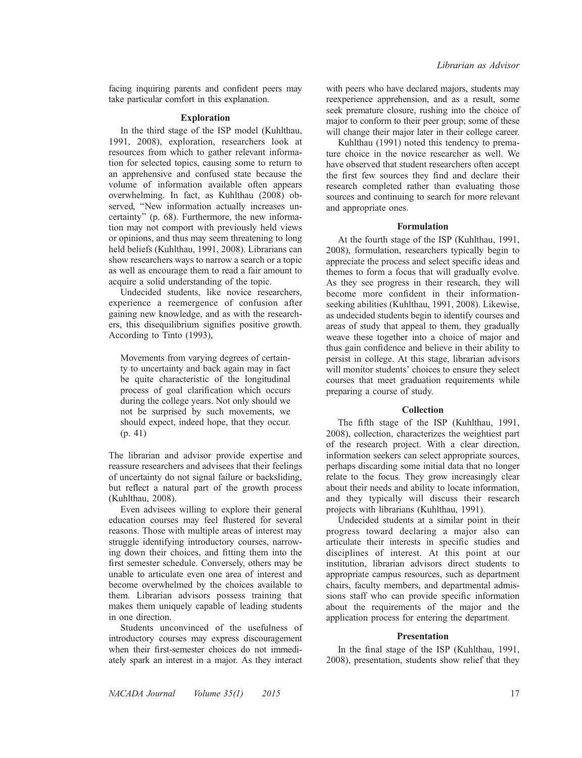facing inquiring parents and confident peers may take particular comfort in this explanation.

### Exploration

In the third stage of the ISP model (Kuhlthau, 1991, 2008), exploration, researchers look at resources from which to gather relevant information for selected topics, causing some to return to an apprehensive and confused state because the volume of information available often appears overwhelming. In fact, as Kuhlthau (2008) observed, "New information actually increases uncertainty" (p. 68). Furthermore, the new information may not comport with previously held views or opinions, and thus may seem threatening to long held beliefs (Kuhlthau, 1991, 2008). Librarians can show researchers ways to narrow a search or a topic as well as encourage them to read a fair amount to acquire a solid understanding of the topic.

Undecided students, like novice researchers, experience a reemergence of confusion after gaining new knowledge, and as with the researchers, this disequilibrium signifies positive growth. According to Tinto (1993),

> Movements from varying degrees of certainty to uncertainty and back again may in fact be quite characteristic of the longitudinal process of goal clarification which occurs during the college years. Not only should we not be surprised by such movements, we should expect, indeed hope, that they occur. (p. 41)

The librarian and advisor provide expertise and reassure researchers and advisees that their feelings of uncertainty do not signal failure or backsliding, but reflect a natural part of the growth process (Kuhlthau, 2008).

Even advisees willing to explore their general education courses may feel flustered for several reasons. Those with multiple areas of interest may struggle identifying introductory courses, narrowing down their choices, and fitting them into the first semester schedule. Conversely, others may be unable to articulate even one area of interest and become overwhelmed by the choices available to them. Librarian advisors possess training that makes them uniquely capable of leading students in one direction.

Students unconvinced of the usefulness of introductory courses may express discouragement when their first-semester choices do not immediately spark an interest in a major. As they interact with peers who have declared majors, students may reexperience apprehension, and as a result, some seek premature closure, rushing into the choice of major to conform to their peer group; some of these will change their major later in their college career.

Kuhlthau (1991) noted this tendency to premature choice in the novice researcher as well. We have observed that student researchers often accept the first few sources they find and declare their research completed rather than evaluating those sources and continuing to search for more relevant and appropriate ones.

### Formulation

At the fourth stage of the ISP (Kuhlthau, 1991, 2008), formulation, researchers typically begin to appreciate the process and select specific ideas and themes to form a focus that will gradually evolve. As they see progress in their research, they will become more confident in their information-seeking abilities (Kuhlthau, 1991, 2008). Likewise, as undecided students begin to identify courses and areas of study that appeal to them, they gradually weave these together into a choice of major and thus gain confidence and believe in their ability to persist in college. At this stage, librarian advisors will monitor students' choices to ensure they select courses that meet graduation requirements while preparing a course of study.

### Collection

The fifth stage of the ISP (Kuhlthau, 1991, 2008), collection, characterizes the weightiest part of the research project. With a clear direction, information seekers can select appropriate sources, perhaps discarding some initial data that no longer relate to the focus. They grow increasingly clear about their needs and ability to locate information, and they typically will discuss their research projects with librarians (Kuhlthau, 1991).

Undecided students at a similar point in their progress toward declaring a major also can articulate their interests in specific studies and disciplines of interest. At this point at our institution, librarian advisors direct students to appropriate campus resources, such as department chairs, faculty members, and departmental admissions staff who can provide specific information about the requirements of the major and the application process for entering the department.

### Presentation

In the final stage of the ISP (Kuhlthau, 1991, 2008), presentation, students show relief that they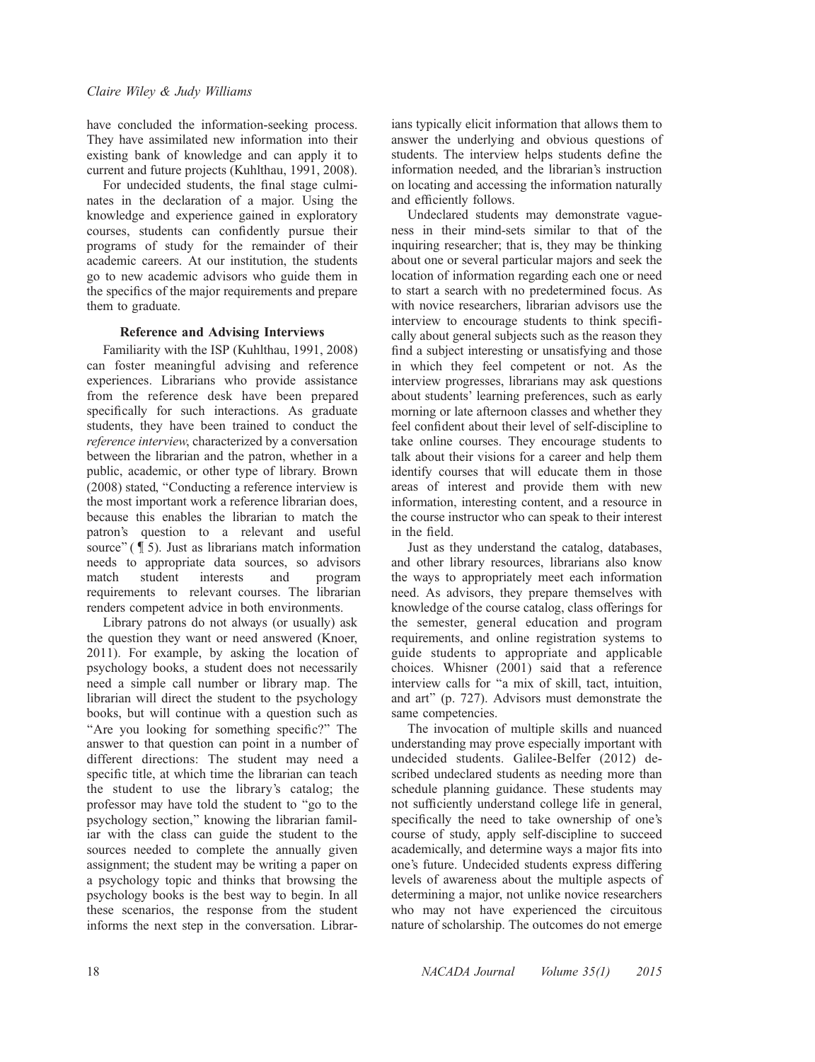have concluded the information-seeking process. They have assimilated new information into their existing bank of knowledge and can apply it to current and future projects (Kuhlthau, 1991, 2008).

For undecided students, the final stage culminates in the declaration of a major. Using the knowledge and experience gained in exploratory courses, students can confidently pursue their programs of study for the remainder of their academic careers. At our institution, the students go to new academic advisors who guide them in the specifics of the major requirements and prepare them to graduate.

### Reference and Advising Interviews

Familiarity with the ISP (Kuhlthau, 1991, 2008) can foster meaningful advising and reference experiences. Librarians who provide assistance from the reference desk have been prepared specifically for such interactions. As graduate students, they have been trained to conduct the *reference interview*, characterized by a conversation between the librarian and the patron, whether in a public, academic, or other type of library. Brown (2008) stated, "Conducting a reference interview is the most important work a reference librarian does, because this enables the librarian to match the patron's question to a relevant and useful source" (¶ 5). Just as librarians match information needs to appropriate data sources, so advisors match student interests and program requirements to relevant courses. The librarian renders competent advice in both environments.

Library patrons do not always (or usually) ask the question they want or need answered (Knoer, 2011). For example, by asking the location of psychology books, a student does not necessarily need a simple call number or library map. The librarian will direct the student to the psychology books, but will continue with a question such as "Are you looking for something specific?" The answer to that question can point in a number of different directions: The student may need a specific title, at which time the librarian can teach the student to use the library's catalog; the professor may have told the student to "go to the psychology section," knowing the librarian familiar with the class can guide the student to the sources needed to complete the annually given assignment; the student may be writing a paper on a psychology topic and thinks that browsing the psychology books is the best way to begin. In all these scenarios, the response from the student informs the next step in the conversation. Librarians typically elicit information that allows them to answer the underlying and obvious questions of students. The interview helps students define the information needed, and the librarian's instruction on locating and accessing the information naturally and efficiently follows.

Undeclared students may demonstrate vagueness in their mind-sets similar to that of the inquiring researcher; that is, they may be thinking about one or several particular majors and seek the location of information regarding each one or need to start a search with no predetermined focus. As with novice researchers, librarian advisors use the interview to encourage students to think specifically about general subjects such as the reason they find a subject interesting or unsatisfying and those in which they feel competent or not. As the interview progresses, librarians may ask questions about students' learning preferences, such as early morning or late afternoon classes and whether they feel confident about their level of self-discipline to take online courses. They encourage students to talk about their visions for a career and help them identify courses that will educate them in those areas of interest and provide them with new information, interesting content, and a resource in the course instructor who can speak to their interest in the field.

Just as they understand the catalog, databases, and other library resources, librarians also know the ways to appropriately meet each information need. As advisors, they prepare themselves with knowledge of the course catalog, class offerings for the semester, general education and program requirements, and online registration systems to guide students to appropriate and applicable choices. Whisner (2001) said that a reference interview calls for "a mix of skill, tact, intuition, and art" (p. 727). Advisors must demonstrate the same competencies.

The invocation of multiple skills and nuanced understanding may prove especially important with undecided students. Galilee-Belfer (2012) described undeclared students as needing more than schedule planning guidance. These students may not sufficiently understand college life in general, specifically the need to take ownership of one's course of study, apply self-discipline to succeed academically, and determine ways a major fits into one's future. Undecided students express differing levels of awareness about the multiple aspects of determining a major, not unlike novice researchers who may not have experienced the circuitous nature of scholarship. The outcomes do not emerge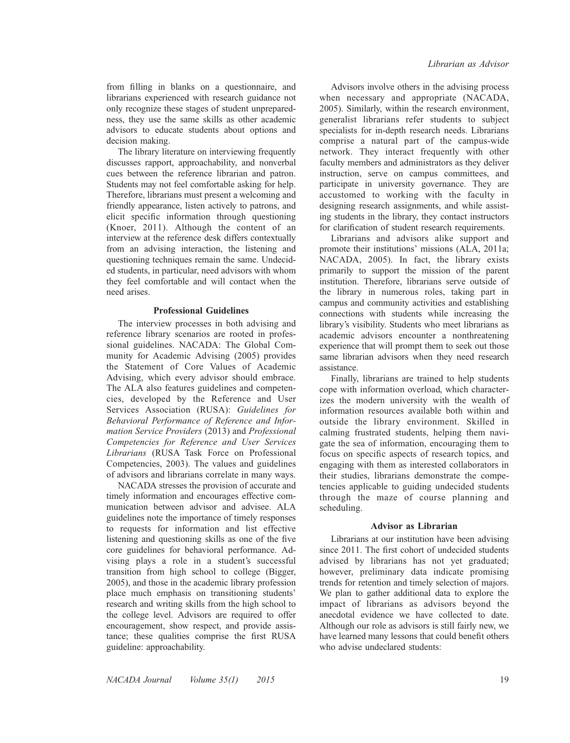from filling in blanks on a questionnaire, and librarians experienced with research guidance not only recognize these stages of student unpreparedness, they use the same skills as other academic advisors to educate students about options and decision making.

The library literature on interviewing frequently discusses rapport, approachability, and nonverbal cues between the reference librarian and patron. Students may not feel comfortable asking for help. Therefore, librarians must present a welcoming and friendly appearance, listen actively to patrons, and elicit specific information through questioning (Knoer, 2011). Although the content of an interview at the reference desk differs contextually from an advising interaction, the listening and questioning techniques remain the same. Undecided students, in particular, need advisors with whom they feel comfortable and will contact when the need arises.

### Professional Guidelines

The interview processes in both advising and reference library scenarios are rooted in professional guidelines. NACADA: The Global Community for Academic Advising (2005) provides the Statement of Core Values of Academic Advising, which every advisor should embrace. The ALA also features guidelines and competencies, developed by the Reference and User Services Association (RUSA): *Guidelines for Behavioral Performance of Reference and Information Service Providers* (2013) and *Professional Competencies for Reference and User Services Librarians* (RUSA Task Force on Professional Competencies, 2003). The values and guidelines of advisors and librarians correlate in many ways.

NACADA stresses the provision of accurate and timely information and encourages effective communication between advisor and advisee. ALA guidelines note the importance of timely responses to requests for information and list effective listening and questioning skills as one of the five core guidelines for behavioral performance. Advising plays a role in a student's successful transition from high school to college (Bigger, 2005), and those in the academic library profession place much emphasis on transitioning students' research and writing skills from the high school to the college level. Advisors are required to offer encouragement, show respect, and provide assistance; these qualities comprise the first RUSA guideline: approachability.

Advisors involve others in the advising process when necessary and appropriate (NACADA, 2005). Similarly, within the research environment, generalist librarians refer students to subject specialists for in-depth research needs. Librarians comprise a natural part of the campus-wide network. They interact frequently with other faculty members and administrators as they deliver instruction, serve on campus committees, and participate in university governance. They are accustomed to working with the faculty in designing research assignments, and while assisting students in the library, they contact instructors for clarification of student research requirements.

Librarians and advisors alike support and promote their institutions' missions (ALA, 2011a; NACADA, 2005). In fact, the library exists primarily to support the mission of the parent institution. Therefore, librarians serve outside of the library in numerous roles, taking part in campus and community activities and establishing connections with students while increasing the library's visibility. Students who meet librarians as academic advisors encounter a nonthreatening experience that will prompt them to seek out those same librarian advisors when they need research assistance.

Finally, librarians are trained to help students cope with information overload, which characterizes the modern university with the wealth of information resources available both within and outside the library environment. Skilled in calming frustrated students, helping them navigate the sea of information, encouraging them to focus on specific aspects of research topics, and engaging with them as interested collaborators in their studies, librarians demonstrate the competencies applicable to guiding undecided students through the maze of course planning and scheduling.

### Advisor as Librarian

Librarians at our institution have been advising since 2011. The first cohort of undecided students advised by librarians has not yet graduated; however, preliminary data indicate promising trends for retention and timely selection of majors. We plan to gather additional data to explore the impact of librarians as advisors beyond the anecdotal evidence we have collected to date. Although our role as advisors is still fairly new, we have learned many lessons that could benefit others who advise undeclared students: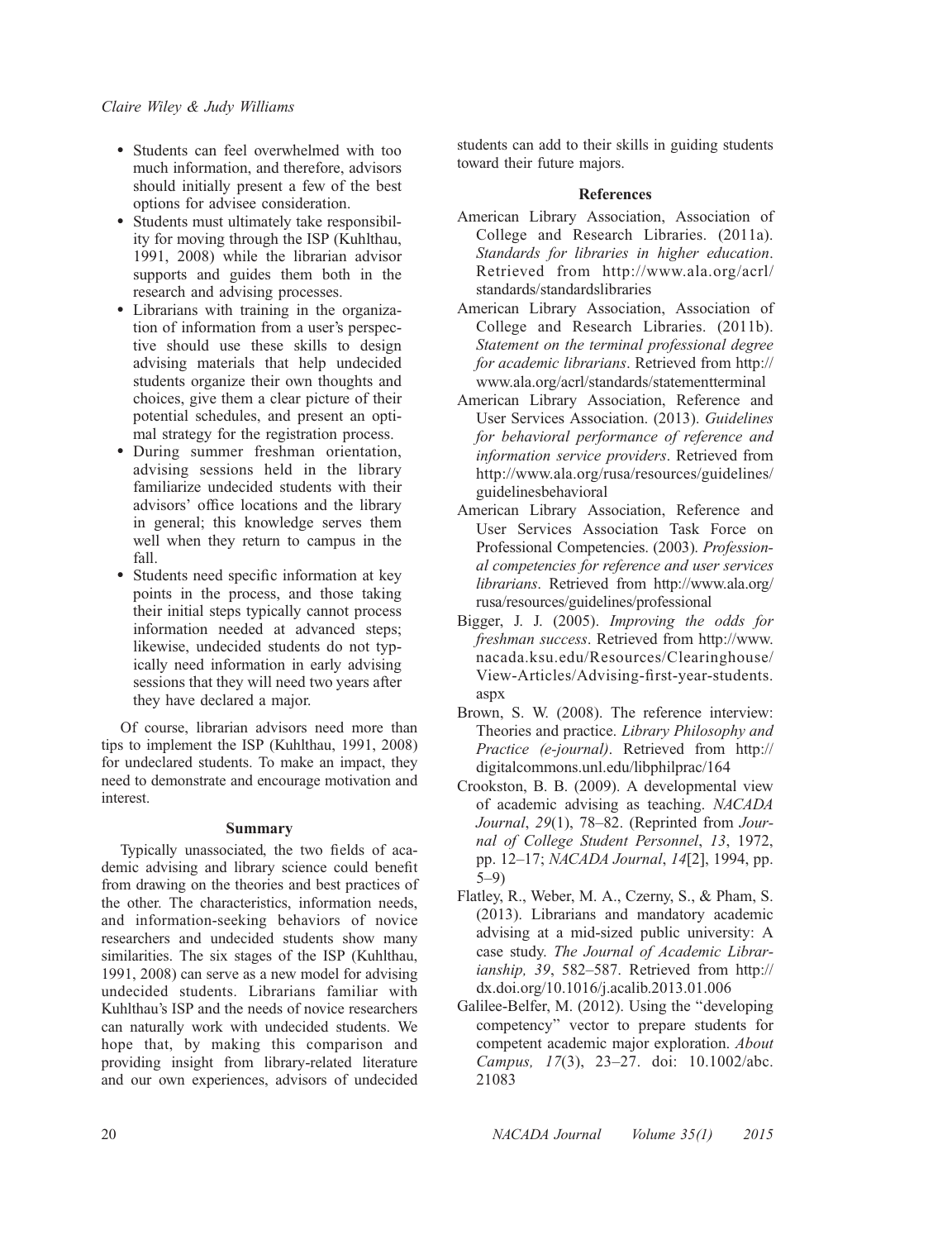- Students can feel overwhelmed with too much information, and therefore, advisors should initially present a few of the best options for advisee consideration.
- Students must ultimately take responsibility for moving through the ISP (Kuhlthau, 1991, 2008) while the librarian advisor supports and guides them both in the research and advising processes.
- Librarians with training in the organization of information from a user's perspective should use these skills to design advising materials that help undecided students organize their own thoughts and choices, give them a clear picture of their potential schedules, and present an optimal strategy for the registration process.
- During summer freshman orientation, advising sessions held in the library familiarize undecided students with their advisors' office locations and the library in general; this knowledge serves them well when they return to campus in the fall.
- Students need specific information at key points in the process, and those taking their initial steps typically cannot process information needed at advanced steps; likewise, undecided students do not typically need information in early advising sessions that they will need two years after they have declared a major.

Of course, librarian advisors need more than tips to implement the ISP (Kuhlthau, 1991, 2008) for undeclared students. To make an impact, they need to demonstrate and encourage motivation and interest.

## Summary

Typically unassociated, the two fields of academic advising and library science could benefit from drawing on the theories and best practices of the other. The characteristics, information needs, and information-seeking behaviors of novice researchers and undecided students show many similarities. The six stages of the ISP (Kuhlthau, 1991, 2008) can serve as a new model for advising undecided students. Librarians familiar with Kuhlthau's ISP and the needs of novice researchers can naturally work with undecided students. We hope that, by making this comparison and providing insight from library-related literature and our own experiences, advisors of undecided students can add to their skills in guiding students toward their future majors.

## References

American Library Association, Association of College and Research Libraries. (2011a). *Standards for libraries in higher education*. Retrieved from http://www.ala.org/acrl/standards/standardslibraries

American Library Association, Association of College and Research Libraries. (2011b). *Statement on the terminal professional degree for academic librarians*. Retrieved from http://www.ala.org/acrl/standards/statementterminal

American Library Association, Reference and User Services Association. (2013). *Guidelines for behavioral performance of reference and information service providers*. Retrieved from http://www.ala.org/rusa/resources/guidelines/guidelinesbehavioral

American Library Association, Reference and User Services Association Task Force on Professional Competencies. (2003). *Professional competencies for reference and user services librarians*. Retrieved from http://www.ala.org/rusa/resources/guidelines/professional

Bigger, J. J. (2005). *Improving the odds for freshman success*. Retrieved from http://www.nacada.ksu.edu/Resources/Clearinghouse/View-Articles/Advising-first-year-students.aspx

Brown, S. W. (2008). The reference interview: Theories and practice. *Library Philosophy and Practice (e-journal)*. Retrieved from http://digitalcommons.unl.edu/libphilprac/164

Crookston, B. B. (2009). A developmental view of academic advising as teaching. *NACADA Journal*, *29*(1), 78–82. (Reprinted from *Journal of College Student Personnel*, *13*, 1972, pp. 12–17; *NACADA Journal*, *14*[2], 1994, pp. 5–9)

Flatley, R., Weber, M. A., Czerny, S., & Pham, S. (2013). Librarians and mandatory academic advising at a mid-sized public university: A case study. *The Journal of Academic Librarianship, 39*, 582–587. Retrieved from http://dx.doi.org/10.1016/j.acalib.2013.01.006

Galilee-Belfer, M. (2012). Using the "developing competency" vector to prepare students for competent academic major exploration. *About Campus, 17*(3), 23–27. doi: 10.1002/abc.21083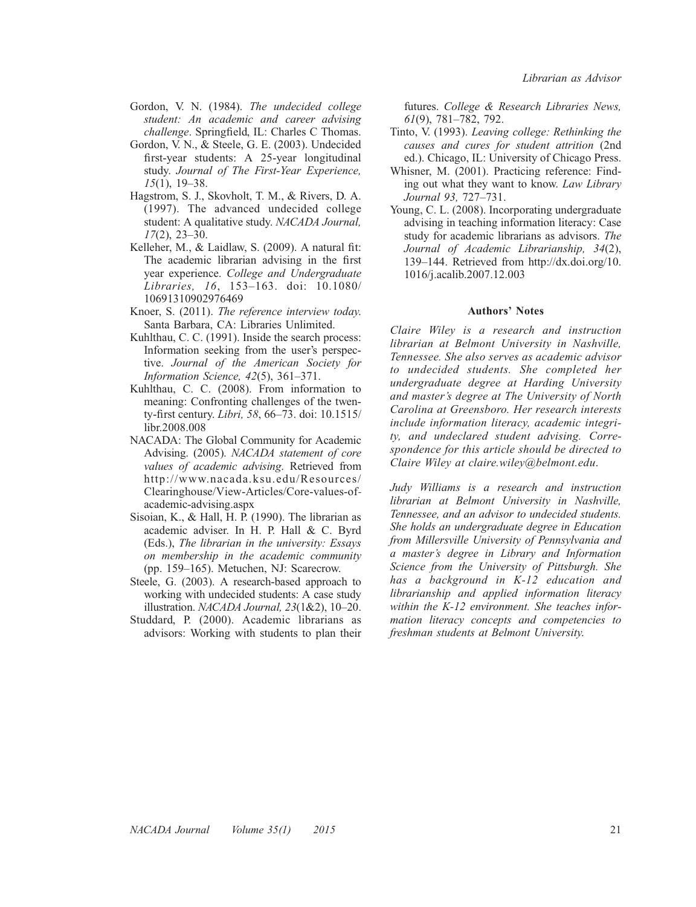Gordon, V. N. (1984). *The undecided college student: An academic and career advising challenge*. Springfield, IL: Charles C Thomas.

Gordon, V. N., & Steele, G. E. (2003). Undecided first-year students: A 25-year longitudinal study. *Journal of The First-Year Experience, 15*(1), 19–38.

Hagstrom, S. J., Skovholt, T. M., & Rivers, D. A. (1997). The advanced undecided college student: A qualitative study. *NACADA Journal, 17*(2), 23–30.

Kelleher, M., & Laidlaw, S. (2009). A natural fit: The academic librarian advising in the first year experience. *College and Undergraduate Libraries, 16*, 153–163. doi: 10.1080/10691310902976469

Knoer, S. (2011). *The reference interview today.* Santa Barbara, CA: Libraries Unlimited.

Kuhlthau, C. C. (1991). Inside the search process: Information seeking from the user's perspective. *Journal of the American Society for Information Science, 42*(5), 361–371.

Kuhlthau, C. C. (2008). From information to meaning: Confronting challenges of the twenty-first century. *Libri, 58*, 66–73. doi: 10.1515/libr.2008.008

NACADA: The Global Community for Academic Advising. (2005). *NACADA statement of core values of academic advising*. Retrieved from http://www.nacada.ksu.edu/Resources/Clearinghouse/View-Articles/Core-values-of-academic-advising.aspx

Sisoian, K., & Hall, H. P. (1990). The librarian as academic adviser. In H. P. Hall & C. Byrd (Eds.), *The librarian in the university: Essays on membership in the academic community* (pp. 159–165). Metuchen, NJ: Scarecrow.

Steele, G. (2003). A research-based approach to working with undecided students: A case study illustration. *NACADA Journal, 23*(1&2), 10–20.

Studdard, P. (2000). Academic librarians as advisors: Working with students to plan their futures. *College & Research Libraries News, 61*(9), 781–782, 792.

Tinto, V. (1993). *Leaving college: Rethinking the causes and cures for student attrition* (2nd ed.). Chicago, IL: University of Chicago Press.

Whisner, M. (2001). Practicing reference: Finding out what they want to know. *Law Library Journal 93,* 727–731.

Young, C. L. (2008). Incorporating undergraduate advising in teaching information literacy: Case study for academic librarians as advisors. *The Journal of Academic Librarianship, 34*(2), 139–144. Retrieved from http://dx.doi.org/10.1016/j.acalib.2007.12.003

**Authors' Notes**

*Claire Wiley is a research and instruction librarian at Belmont University in Nashville, Tennessee. She also serves as academic advisor to undecided students. She completed her undergraduate degree at Harding University and master's degree at The University of North Carolina at Greensboro. Her research interests include information literacy, academic integrity, and undeclared student advising. Correspondence for this article should be directed to Claire Wiley at claire.wiley@belmont.edu.*

*Judy Williams is a research and instruction librarian at Belmont University in Nashville, Tennessee, and an advisor to undecided students. She holds an undergraduate degree in Education from Millersville University of Pennsylvania and a master's degree in Library and Information Science from the University of Pittsburgh. She has a background in K-12 education and librarianship and applied information literacy within the K-12 environment. She teaches information literacy concepts and competencies to freshman students at Belmont University.*